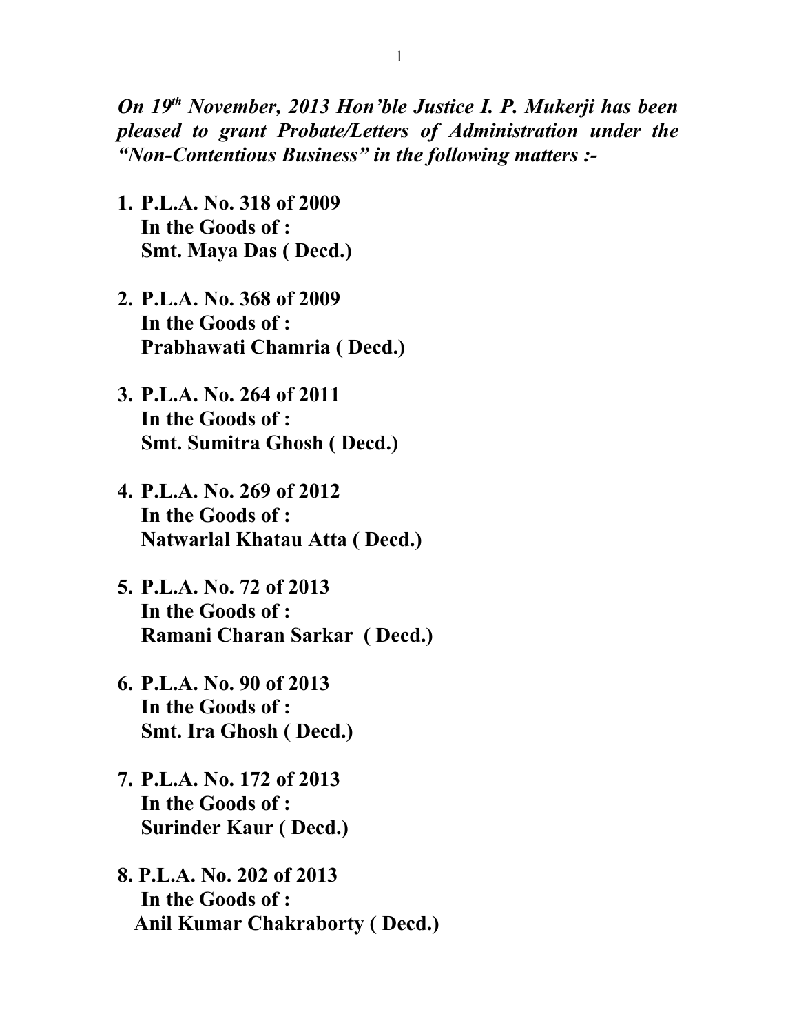***On 19th November, 2013 Hon'ble Justice I. P. Mukerji has been pleased to grant Probate/Letters of Administration under the "Non-Contentious Business" in the following matters :-***

1. **P.L.A. No. 318 of 2009**
   **In the Goods of :**
   **Smt. Maya Das ( Decd.)**

2. **P.L.A. No. 368 of 2009**
   **In the Goods of :**
   **Prabhawati Chamria ( Decd.)**

3. **P.L.A. No. 264 of 2011**
   **In the Goods of :**
   **Smt. Sumitra Ghosh ( Decd.)**

4. **P.L.A. No. 269 of 2012**
   **In the Goods of :**
   **Natwarlal Khatau Atta ( Decd.)**

5. **P.L.A. No. 72 of 2013**
   **In the Goods of :**
   **Ramani Charan Sarkar ( Decd.)**

6. **P.L.A. No. 90 of 2013**
   **In the Goods of :**
   **Smt. Ira Ghosh ( Decd.)**

7. **P.L.A. No. 172 of 2013**
   **In the Goods of :**
   **Surinder Kaur ( Decd.)**

8. **P.L.A. No. 202 of 2013**
   **In the Goods of :**
   **Anil Kumar Chakraborty ( Decd.)**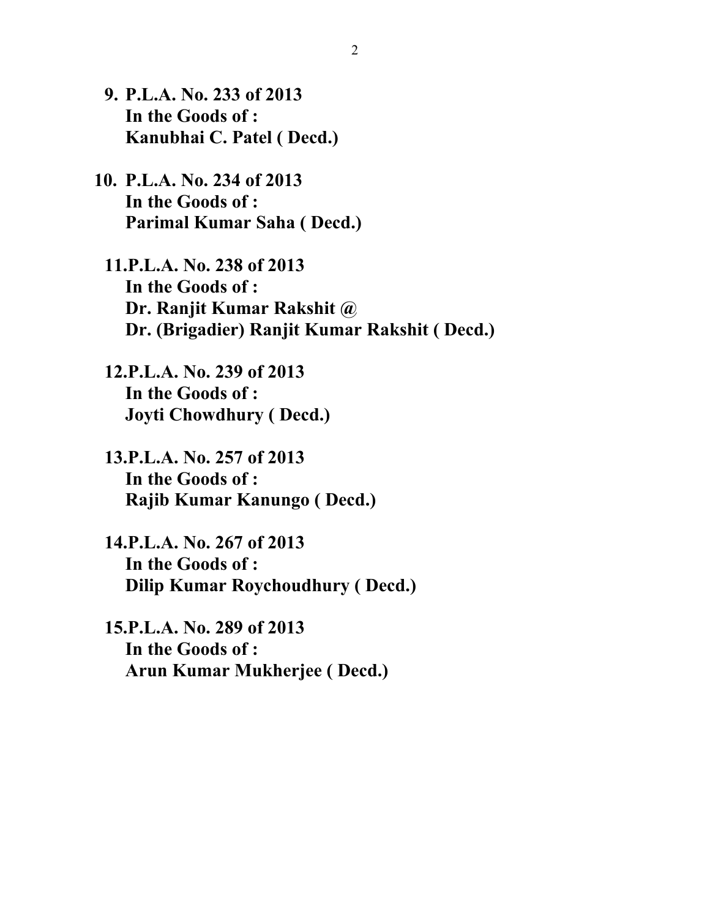9. **P.L.A. No. 233 of 2013**
   **In the Goods of :**
   **Kanubhai C. Patel ( Decd.)**

10. **P.L.A. No. 234 of 2013**
    **In the Goods of :**
    **Parimal Kumar Saha ( Decd.)**

11. **P.L.A. No. 238 of 2013**
    **In the Goods of :**
    **Dr. Ranjit Kumar Rakshit @**
    **Dr. (Brigadier) Ranjit Kumar Rakshit ( Decd.)**

12. **P.L.A. No. 239 of 2013**
    **In the Goods of :**
    **Joyti Chowdhury ( Decd.)**

13. **P.L.A. No. 257 of 2013**
    **In the Goods of :**
    **Rajib Kumar Kanungo ( Decd.)**

14. **P.L.A. No. 267 of 2013**
    **In the Goods of :**
    **Dilip Kumar Roychoudhury ( Decd.)**

15. **P.L.A. No. 289 of 2013**
    **In the Goods of :**
    **Arun Kumar Mukherjee ( Decd.)**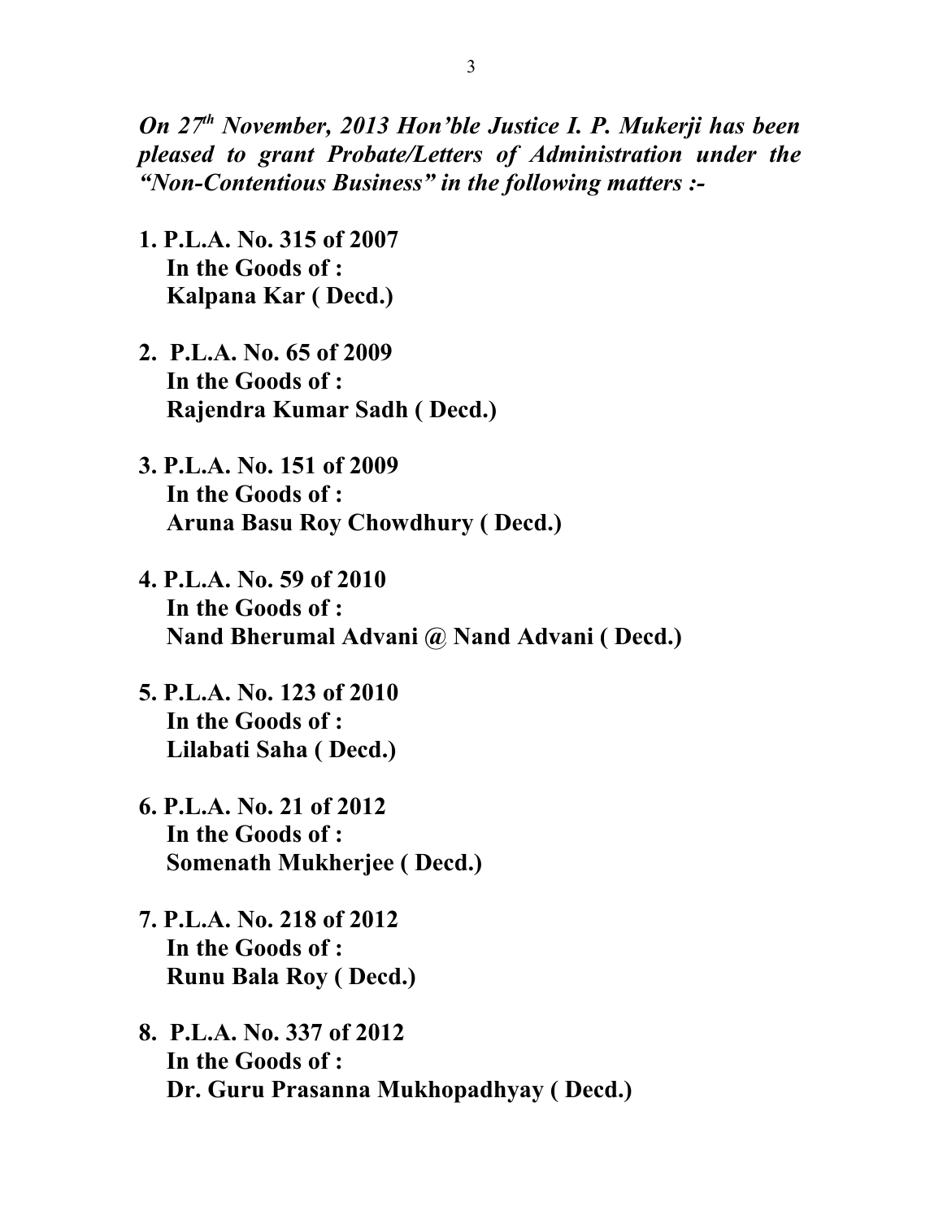***On 27th November, 2013 Hon'ble Justice I. P. Mukerji has been pleased to grant Probate/Letters of Administration under the "Non-Contentious Business" in the following matters :-***

1. **P.L.A. No. 315 of 2007**
   **In the Goods of :**
   **Kalpana Kar ( Decd.)**

2. **P.L.A. No. 65 of 2009**
   **In the Goods of :**
   **Rajendra Kumar Sadh ( Decd.)**

3. **P.L.A. No. 151 of 2009**
   **In the Goods of :**
   **Aruna Basu Roy Chowdhury ( Decd.)**

4. **P.L.A. No. 59 of 2010**
   **In the Goods of :**
   **Nand Bherumal Advani @ Nand Advani ( Decd.)**

5. **P.L.A. No. 123 of 2010**
   **In the Goods of :**
   **Lilabati Saha ( Decd.)**

6. **P.L.A. No. 21 of 2012**
   **In the Goods of :**
   **Somenath Mukherjee ( Decd.)**

7. **P.L.A. No. 218 of 2012**
   **In the Goods of :**
   **Runu Bala Roy ( Decd.)**

8. **P.L.A. No. 337 of 2012**
   **In the Goods of :**
   **Dr. Guru Prasanna Mukhopadhyay ( Decd.)**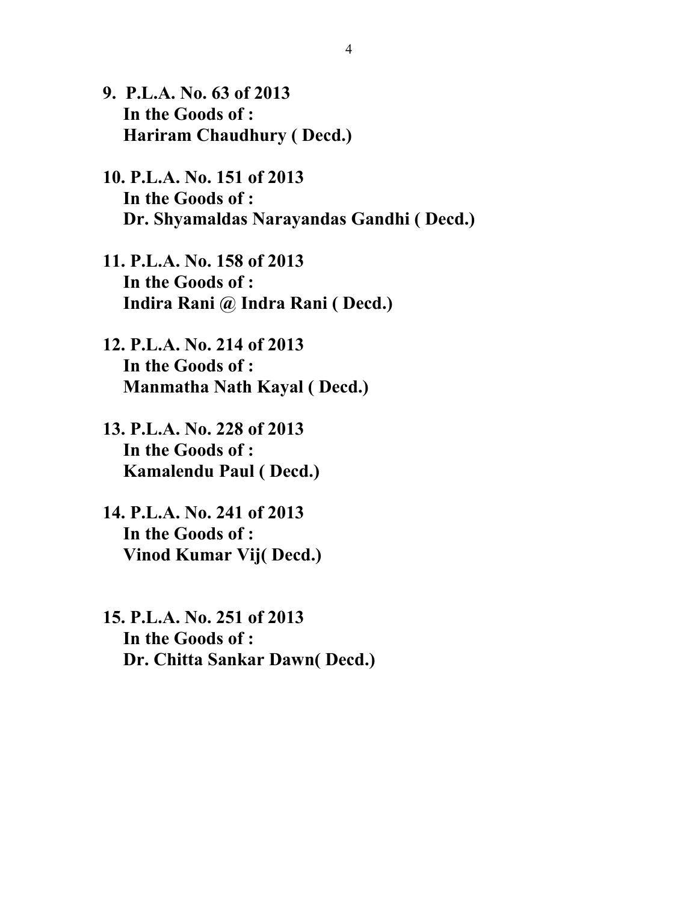**9. P.L.A. No. 63 of 2013**
**In the Goods of :**
**Hariram Chaudhury ( Decd.)**

**10. P.L.A. No. 151 of 2013**
**In the Goods of :**
**Dr. Shyamaldas Narayandas Gandhi ( Decd.)**

**11. P.L.A. No. 158 of 2013**
**In the Goods of :**
**Indira Rani @ Indra Rani ( Decd.)**

**12. P.L.A. No. 214 of 2013**
**In the Goods of :**
**Manmatha Nath Kayal ( Decd.)**

**13. P.L.A. No. 228 of 2013**
**In the Goods of :**
**Kamalendu Paul ( Decd.)**

**14. P.L.A. No. 241 of 2013**
**In the Goods of :**
**Vinod Kumar Vij( Decd.)**

**15. P.L.A. No. 251 of 2013**
**In the Goods of :**
**Dr. Chitta Sankar Dawn( Decd.)**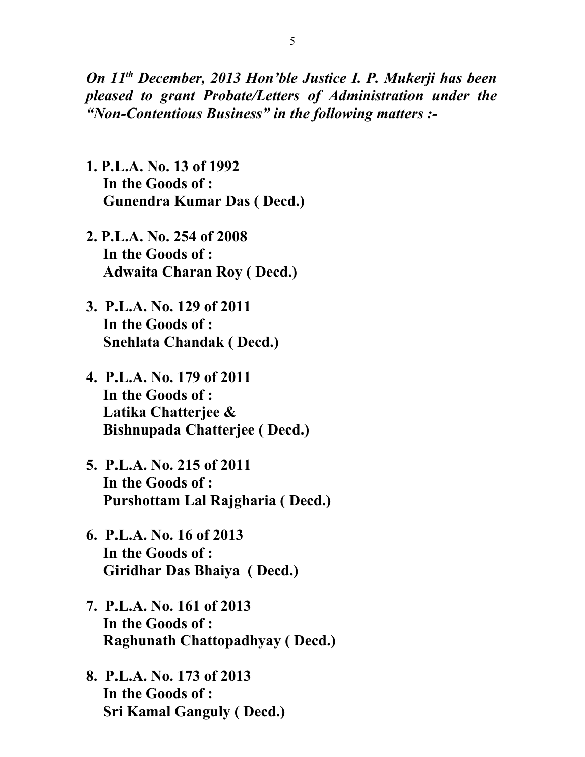***On 11th December, 2013 Hon'ble Justice I. P. Mukerji has been pleased to grant Probate/Letters of Administration under the "Non-Contentious Business" in the following matters :-***

1. **P.L.A. No. 13 of 1992**
   **In the Goods of :**
   **Gunendra Kumar Das ( Decd.)**

2. **P.L.A. No. 254 of 2008**
   **In the Goods of :**
   **Adwaita Charan Roy ( Decd.)**

3. **P.L.A. No. 129 of 2011**
   **In the Goods of :**
   **Snehlata Chandak ( Decd.)**

4. **P.L.A. No. 179 of 2011**
   **In the Goods of :**
   **Latika Chatterjee &**
   **Bishnupada Chatterjee ( Decd.)**

5. **P.L.A. No. 215 of 2011**
   **In the Goods of :**
   **Purshottam Lal Rajgharia ( Decd.)**

6. **P.L.A. No. 16 of 2013**
   **In the Goods of :**
   **Giridhar Das Bhaiya ( Decd.)**

7. **P.L.A. No. 161 of 2013**
   **In the Goods of :**
   **Raghunath Chattopadhyay ( Decd.)**

8. **P.L.A. No. 173 of 2013**
   **In the Goods of :**
   **Sri Kamal Ganguly ( Decd.)**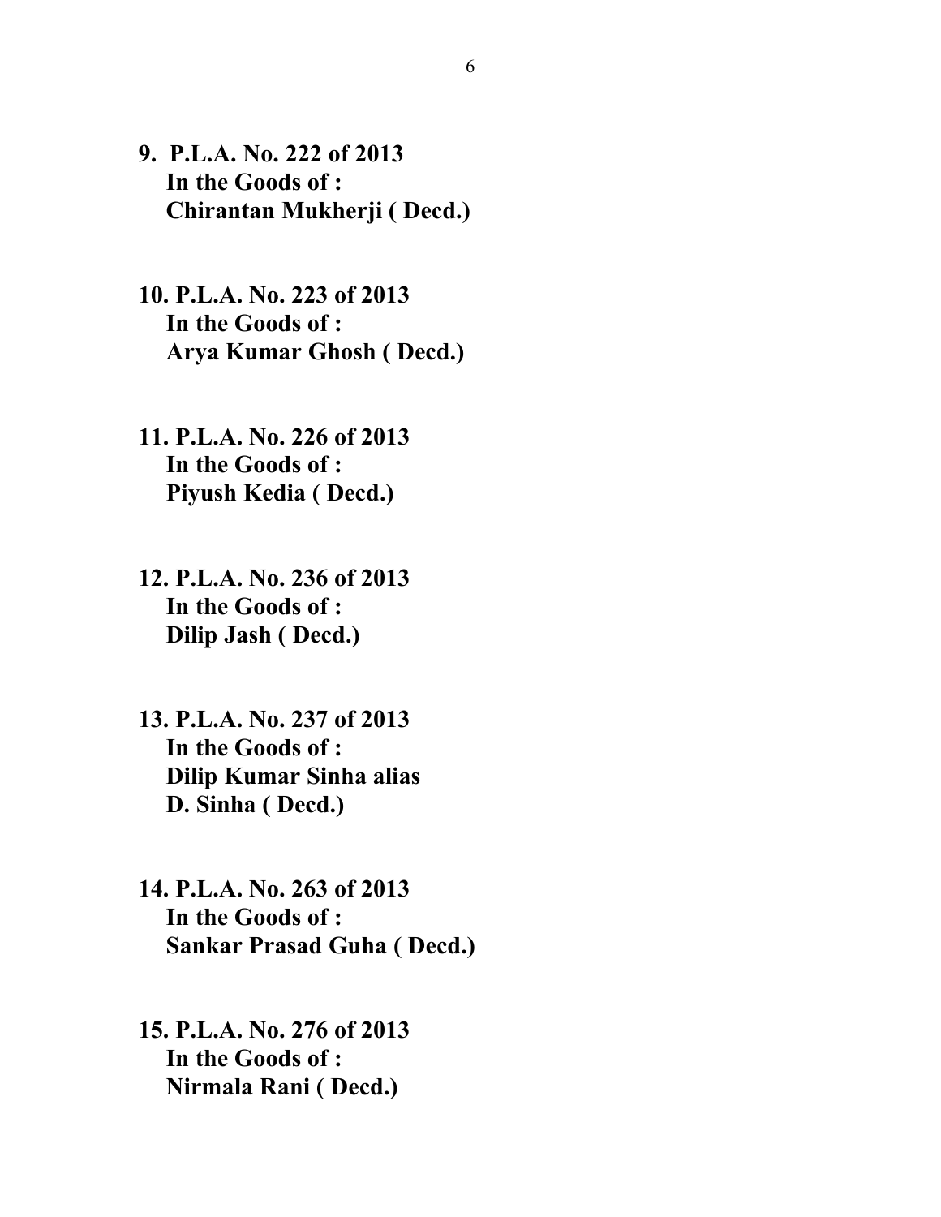**9. P.L.A. No. 222 of 2013**
**In the Goods of :**
**Chirantan Mukherji ( Decd.)**

**10. P.L.A. No. 223 of 2013**
**In the Goods of :**
**Arya Kumar Ghosh ( Decd.)**

**11. P.L.A. No. 226 of 2013**
**In the Goods of :**
**Piyush Kedia ( Decd.)**

**12. P.L.A. No. 236 of 2013**
**In the Goods of :**
**Dilip Jash ( Decd.)**

**13. P.L.A. No. 237 of 2013**
**In the Goods of :**
**Dilip Kumar Sinha alias**
**D. Sinha ( Decd.)**

**14. P.L.A. No. 263 of 2013**
**In the Goods of :**
**Sankar Prasad Guha ( Decd.)**

**15. P.L.A. No. 276 of 2013**
**In the Goods of :**
**Nirmala Rani ( Decd.)**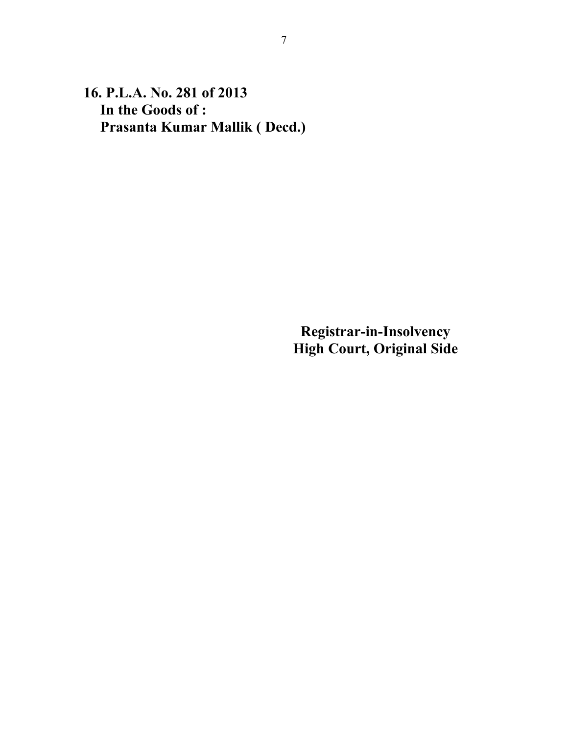**16. P.L.A. No. 281 of 2013**
**In the Goods of :**
**Prasanta Kumar Mallik ( Decd.)**

**Registrar-in-Insolvency**
**High Court, Original Side**